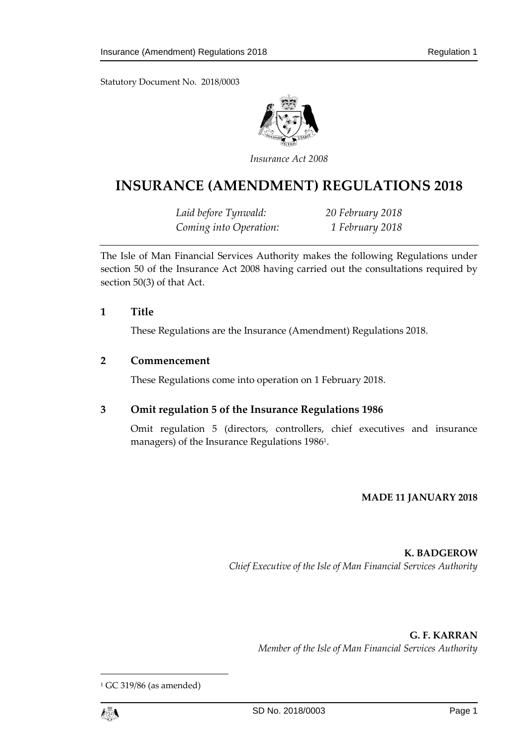Statutory Document No. 2018/0003

*Insurance Act 2008*

# INSURANCE (AMENDMENT) REGULATIONS 2018

| | |
|---|---|
| *Laid before Tynwald:* | *20 February 2018* |
| *Coming into Operation:* | *1 February 2018* |

The Isle of Man Financial Services Authority makes the following Regulations under section 50 of the Insurance Act 2008 having carried out the consultations required by section 50(3) of that Act.

## 1 Title

These Regulations are the Insurance (Amendment) Regulations 2018.

## 2 Commencement

These Regulations come into operation on 1 February 2018.

## 3 Omit regulation 5 of the Insurance Regulations 1986

Omit regulation 5 (directors, controllers, chief executives and insurance managers) of the Insurance Regulations 1986[1].

**MADE 11 JANUARY 2018**

**K. BADGEROW**
*Chief Executive of the Isle of Man Financial Services Authority*

**G. F. KARRAN**
*Member of the Isle of Man Financial Services Authority*

[1] GC 319/86 (as amended)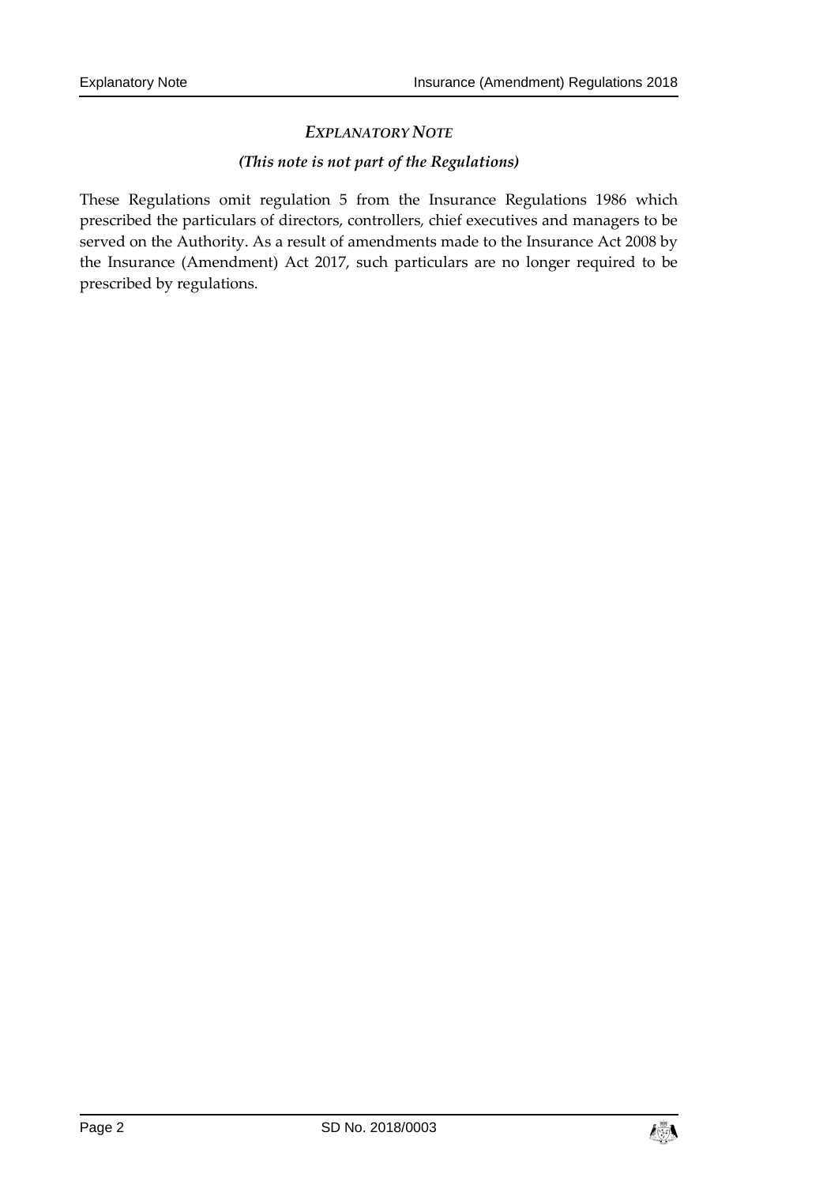## *EXPLANATORY NOTE*

***(This note is not part of the Regulations)***

These Regulations omit regulation 5 from the Insurance Regulations 1986 which prescribed the particulars of directors, controllers, chief executives and managers to be served on the Authority. As a result of amendments made to the Insurance Act 2008 by the Insurance (Amendment) Act 2017, such particulars are no longer required to be prescribed by regulations.